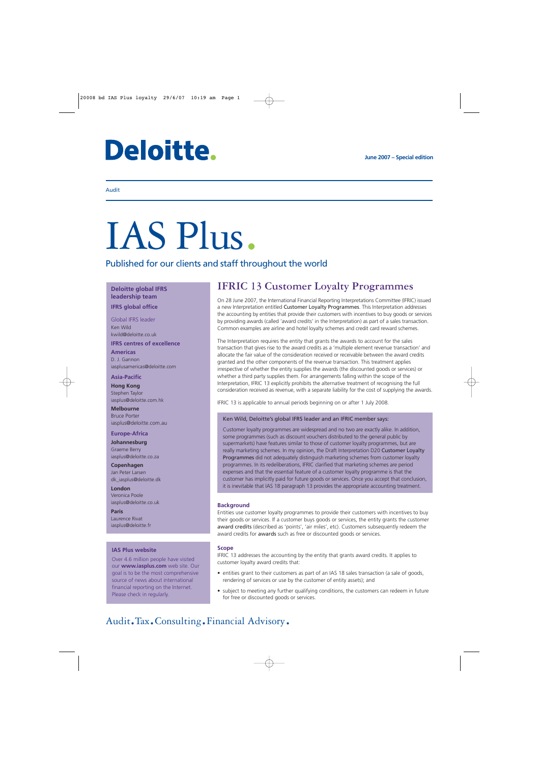Deloitte.

**June 2007 – Special edition**

Audit

# IAS Plus.

Published for our clients and staff throughout the world

**Deloitte global IFRS leadership team**

**IFRS global office**

Global IFRS leader
Ken Wild
kwild@deloitte.co.uk

**IFRS centres of excellence**

**Americas**
D. J. Gannon
iasplusamericas@deloitte.com

**Asia-Pacific**

**Hong Kong**
Stephen Taylor
iasplus@deloitte.com.hk

**Melbourne**
Bruce Porter
iasplus@deloitte.com.au

**Europe-Africa**

**Johannesburg**
Graeme Berry
iasplus@deloitte.co.za

**Copenhagen**
Jan Peter Larsen
dk_iasplus@deloitte.dk

**London**
Veronica Poole
iasplus@deloitte.co.uk

**Paris**
Laurence Rivat
iasplus@deloitte.fr

**IAS Plus website**

Over 4.6 million people have visited our **www.iasplus.com** web site. Our goal is to be the most comprehensive source of news about international financial reporting on the Internet. Please check in regularly.

## IFRIC 13 Customer Loyalty Programmes

On 28 June 2007, the International Financial Reporting Interpretations Committee (IFRIC) issued a new Interpretation entitled Customer Loyalty Programmes. This Interpretation addresses the accounting by entities that provide their customers with incentives to buy goods or services by providing awards (called 'award credits' in the Interpretation) as part of a sales transaction. Common examples are airline and hotel loyalty schemes and credit card reward schemes.

The Interpretation requires the entity that grants the awards to account for the sales transaction that gives rise to the award credits as a 'multiple element revenue transaction' and allocate the fair value of the consideration received or receivable between the award credits granted and the other components of the revenue transaction. This treatment applies irrespective of whether the entity supplies the awards (the discounted goods or services) or whether a third party supplies them. For arrangements falling within the scope of the Interpretation, IFRIC 13 explicitly prohibits the alternative treatment of recognising the full consideration received as revenue, with a separate liability for the cost of supplying the awards.

IFRIC 13 is applicable to annual periods beginning on or after 1 July 2008.

> Ken Wild, Deloitte's global IFRS leader and an IFRIC member says:
>
> Customer loyalty programmes are widespread and no two are exactly alike. In addition, some programmes (such as discount vouchers distributed to the general public by supermarkets) have features similar to those of customer loyalty programmes, but are really marketing schemes. In my opinion, the Draft Interpretation D20 Customer Loyalty Programmes did not adequately distinguish marketing schemes from customer loyalty programmes. In its redeliberations, IFRIC clarified that marketing schemes are period expenses and that the essential feature of a customer loyalty programme is that the customer has implicitly paid for future goods or services. Once you accept that conclusion, it is inevitable that IAS 18 paragraph 13 provides the appropriate accounting treatment.

### Background

Entities use customer loyalty programmes to provide their customers with incentives to buy their goods or services. If a customer buys goods or services, the entity grants the customer **award credits** (described as 'points', 'air miles', etc). Customers subsequently redeem the award credits for **awards** such as free or discounted goods or services.

### Scope

IFRIC 13 addresses the accounting by the entity that grants award credits. It applies to customer loyalty award credits that:

- entities grant to their customers as part of an IAS 18 sales transaction (a sale of goods, rendering of services or use by the customer of entity assets); and
- subject to meeting any further qualifying conditions, the customers can redeem in future for free or discounted goods or services.

Audit. Tax. Consulting. Financial Advisory.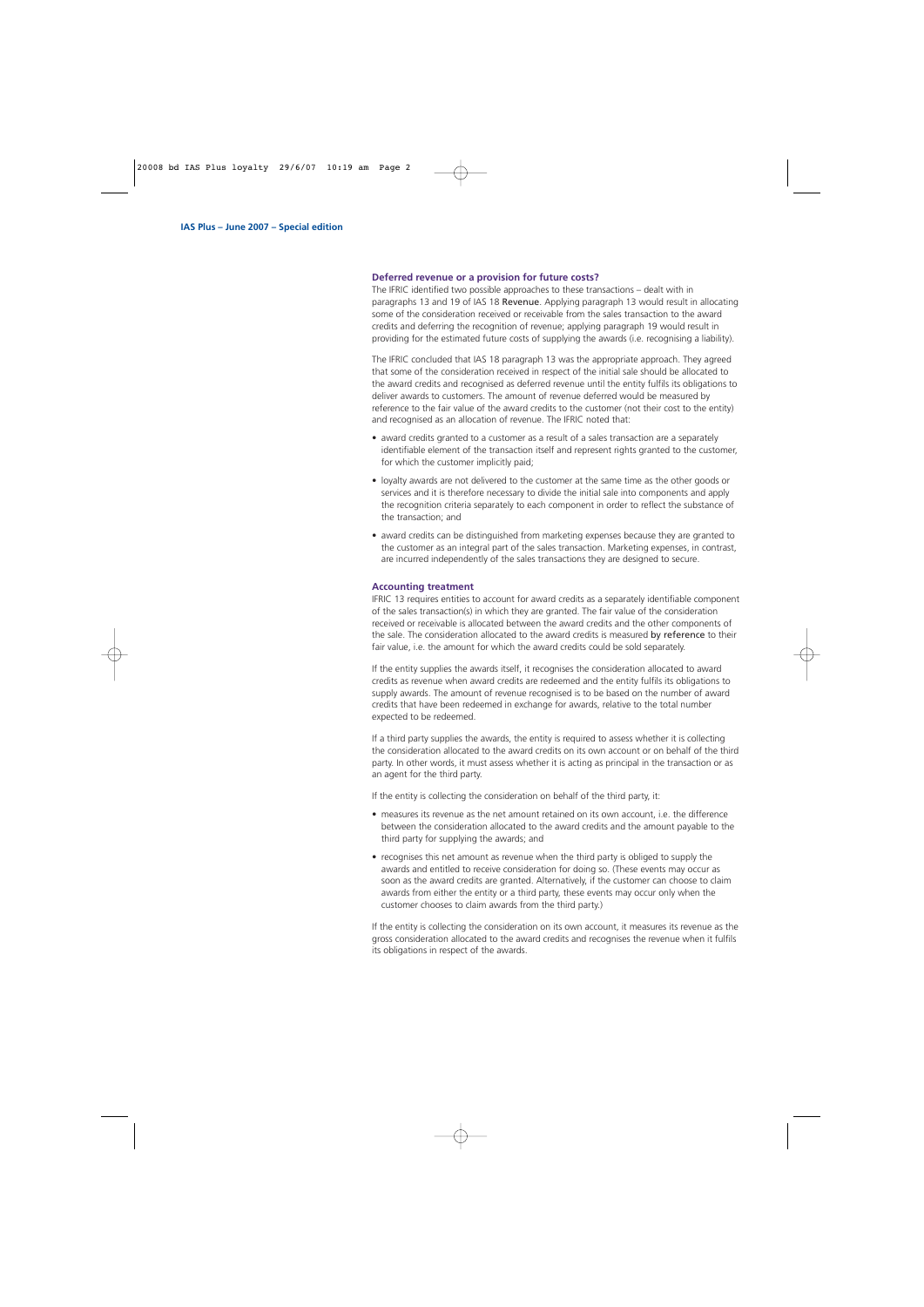## Deferred revenue or a provision for future costs?

The IFRIC identified two possible approaches to these transactions – dealt with in paragraphs 13 and 19 of IAS 18 Revenue. Applying paragraph 13 would result in allocating some of the consideration received or receivable from the sales transaction to the award credits and deferring the recognition of revenue; applying paragraph 19 would result in providing for the estimated future costs of supplying the awards (i.e. recognising a liability).

The IFRIC concluded that IAS 18 paragraph 13 was the appropriate approach. They agreed that some of the consideration received in respect of the initial sale should be allocated to the award credits and recognised as deferred revenue until the entity fulfils its obligations to deliver awards to customers. The amount of revenue deferred would be measured by reference to the fair value of the award credits to the customer (not their cost to the entity) and recognised as an allocation of revenue. The IFRIC noted that:

- award credits granted to a customer as a result of a sales transaction are a separately identifiable element of the transaction itself and represent rights granted to the customer, for which the customer implicitly paid;
- loyalty awards are not delivered to the customer at the same time as the other goods or services and it is therefore necessary to divide the initial sale into components and apply the recognition criteria separately to each component in order to reflect the substance of the transaction; and
- award credits can be distinguished from marketing expenses because they are granted to the customer as an integral part of the sales transaction. Marketing expenses, in contrast, are incurred independently of the sales transactions they are designed to secure.

## Accounting treatment

IFRIC 13 requires entities to account for award credits as a separately identifiable component of the sales transaction(s) in which they are granted. The fair value of the consideration received or receivable is allocated between the award credits and the other components of the sale. The consideration allocated to the award credits is measured by reference to their fair value, i.e. the amount for which the award credits could be sold separately.

If the entity supplies the awards itself, it recognises the consideration allocated to award credits as revenue when award credits are redeemed and the entity fulfils its obligations to supply awards. The amount of revenue recognised is to be based on the number of award credits that have been redeemed in exchange for awards, relative to the total number expected to be redeemed.

If a third party supplies the awards, the entity is required to assess whether it is collecting the consideration allocated to the award credits on its own account or on behalf of the third party. In other words, it must assess whether it is acting as principal in the transaction or as an agent for the third party.

If the entity is collecting the consideration on behalf of the third party, it:

- measures its revenue as the net amount retained on its own account, i.e. the difference between the consideration allocated to the award credits and the amount payable to the third party for supplying the awards; and
- recognises this net amount as revenue when the third party is obliged to supply the awards and entitled to receive consideration for doing so. (These events may occur as soon as the award credits are granted. Alternatively, if the customer can choose to claim awards from either the entity or a third party, these events may occur only when the customer chooses to claim awards from the third party.)

If the entity is collecting the consideration on its own account, it measures its revenue as the gross consideration allocated to the award credits and recognises the revenue when it fulfils its obligations in respect of the awards.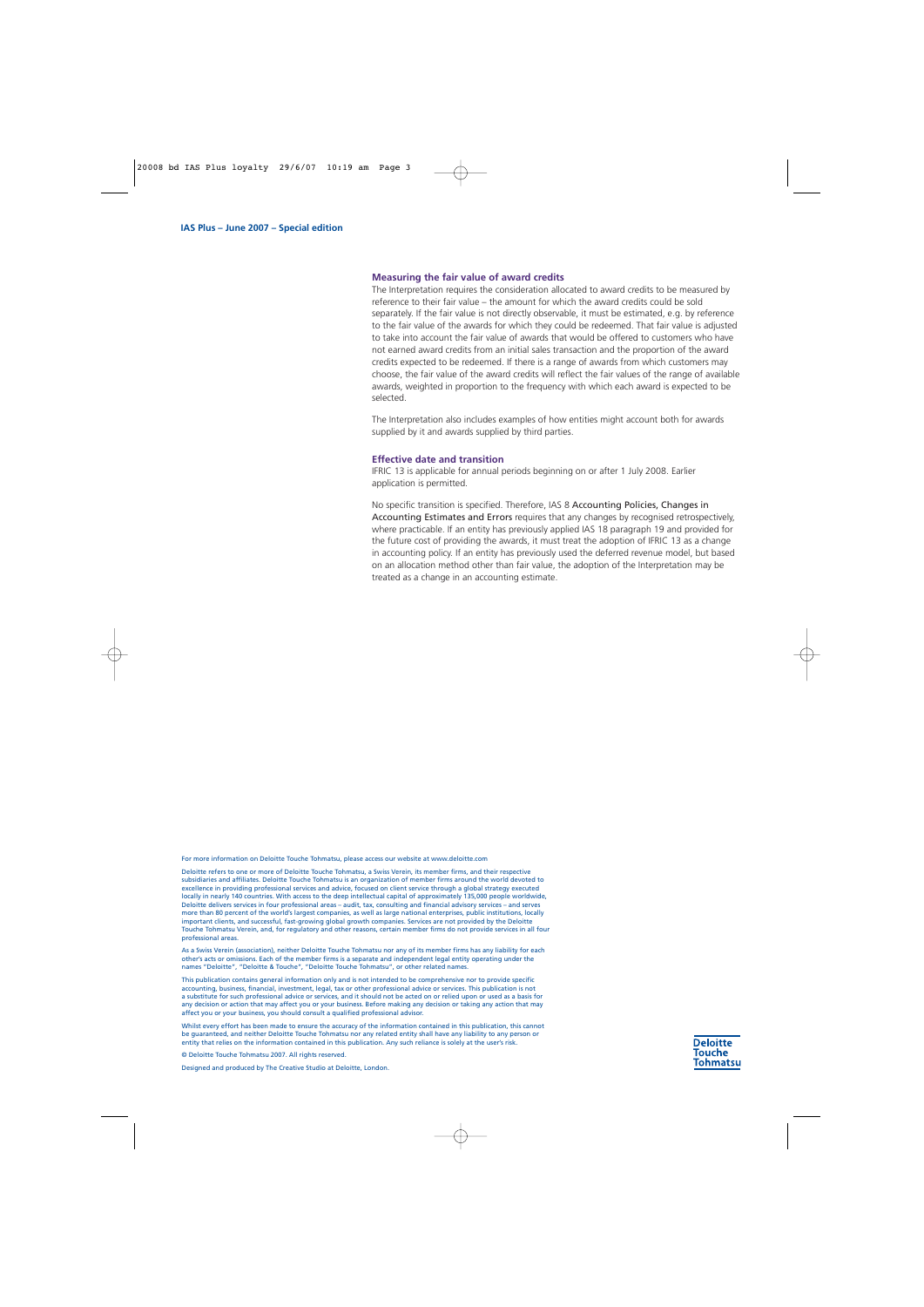## Measuring the fair value of award credits

The Interpretation requires the consideration allocated to award credits to be measured by reference to their fair value – the amount for which the award credits could be sold separately. If the fair value is not directly observable, it must be estimated, e.g. by reference to the fair value of the awards for which they could be redeemed. That fair value is adjusted to take into account the fair value of awards that would be offered to customers who have not earned award credits from an initial sales transaction and the proportion of the award credits expected to be redeemed. If there is a range of awards from which customers may choose, the fair value of the award credits will reflect the fair values of the range of available awards, weighted in proportion to the frequency with which each award is expected to be selected.

The Interpretation also includes examples of how entities might account both for awards supplied by it and awards supplied by third parties.

## Effective date and transition

IFRIC 13 is applicable for annual periods beginning on or after 1 July 2008. Earlier application is permitted.

No specific transition is specified. Therefore, IAS 8 *Accounting Policies, Changes in Accounting Estimates and Errors* requires that any changes by recognised retrospectively, where practicable. If an entity has previously applied IAS 18 paragraph 19 and provided for the future cost of providing the awards, it must treat the adoption of IFRIC 13 as a change in accounting policy. If an entity has previously used the deferred revenue model, but based on an allocation method other than fair value, the adoption of the Interpretation may be treated as a change in an accounting estimate.

For more information on Deloitte Touche Tohmatsu, please access our website at www.deloitte.com

Deloitte refers to one or more of Deloitte Touche Tohmatsu, a Swiss Verein, its member firms, and their respective subsidiaries and affiliates. Deloitte Touche Tohmatsu is an organization of member firms around the world devoted to excellence in providing professional services and advice, focused on client service through a global strategy executed locally in nearly 140 countries. With access to the deep intellectual capital of approximately 135,000 people worldwide, Deloitte delivers services in four professional areas – audit, tax, consulting and financial advisory services – and serves more than 80 percent of the world's largest companies, as well as large national enterprises, public institutions, locally important clients, and successful, fast-growing global growth companies. Services are not provided by the Deloitte Touche Tohmatsu Verein, and, for regulatory and other reasons, certain member firms do not provide services in all four professional areas.

As a Swiss Verein (association), neither Deloitte Touche Tohmatsu nor any of its member firms has any liability for each other's acts or omissions. Each of the member firms is a separate and independent legal entity operating under the names "Deloitte", "Deloitte & Touche", "Deloitte Touche Tohmatsu", or other related names.

This publication contains general information only and is not intended to be comprehensive nor to provide specific accounting, business, financial, investment, legal, tax or other professional advice or services. This publication is not a substitute for such professional advice or services, and it should not be acted on or relied upon or used as a basis for any decision or action that may affect you or your business. Before making any decision or taking any action that may affect you or your business, you should consult a qualified professional advisor.

Whilst every effort has been made to ensure the accuracy of the information contained in this publication, this cannot be guaranteed, and neither Deloitte Touche Tohmatsu nor any related entity shall have any liability to any person or entity that relies on the information contained in this publication. Any such reliance is solely at the user's risk.

© Deloitte Touche Tohmatsu 2007. All rights reserved.

Designed and produced by The Creative Studio at Deloitte, London.

Deloitte Touche Tohmatsu